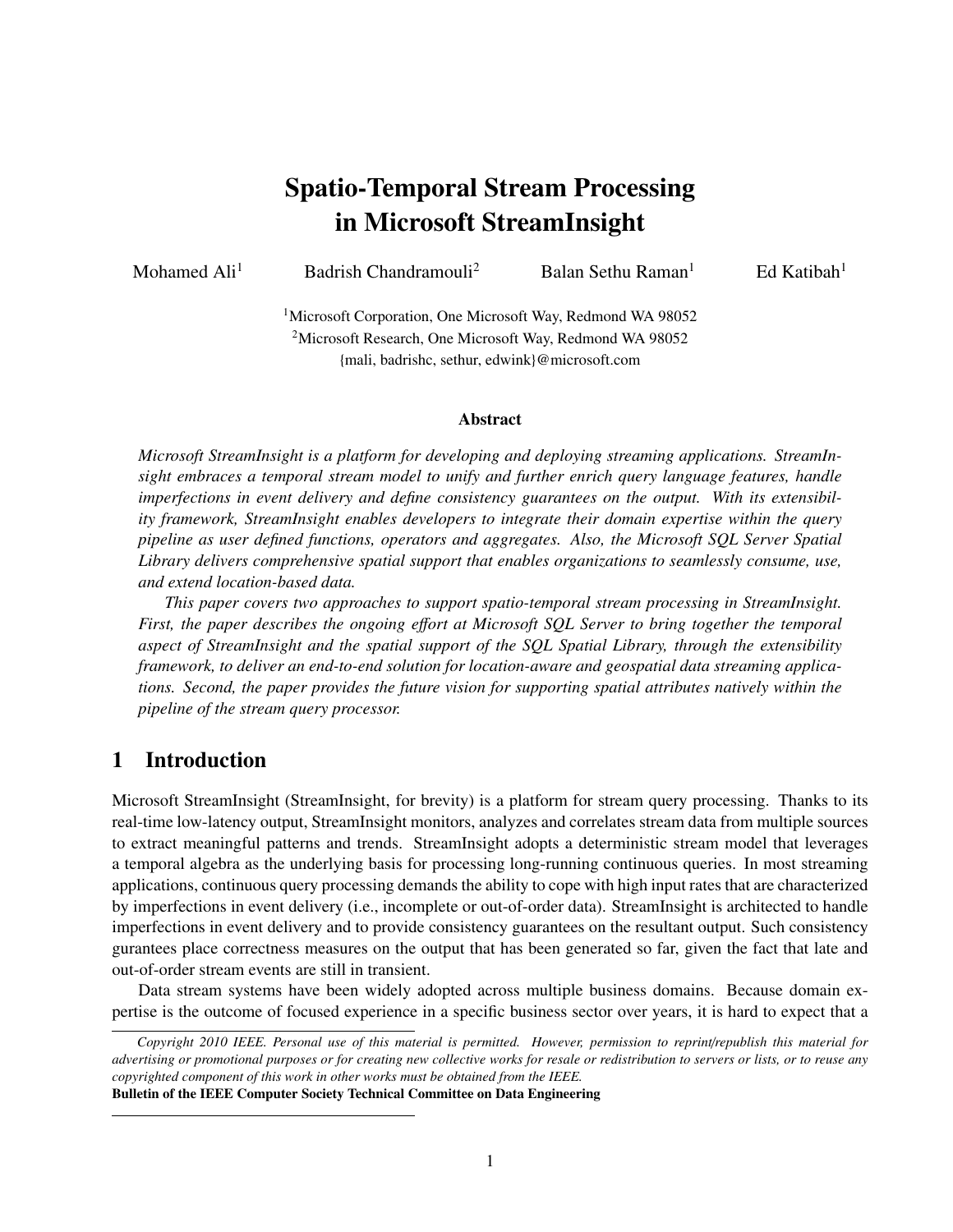# Spatio-Temporal Stream Processing in Microsoft StreamInsight

Mohamed Ali[1] Badrish Chandramouli[2] Balan Sethu Raman[1] Ed Katibah[1]

[1]Microsoft Corporation, One Microsoft Way, Redmond WA 98052
[2]Microsoft Research, One Microsoft Way, Redmond WA 98052
{mali, badrishc, sethur, edwink}@microsoft.com

### Abstract

*Microsoft StreamInsight is a platform for developing and deploying streaming applications. StreamInsight embraces a temporal stream model to unify and further enrich query language features, handle imperfections in event delivery and define consistency guarantees on the output. With its extensibility framework, StreamInsight enables developers to integrate their domain expertise within the query pipeline as user defined functions, operators and aggregates. Also, the Microsoft SQL Server Spatial Library delivers comprehensive spatial support that enables organizations to seamlessly consume, use, and extend location-based data.*

*This paper covers two approaches to support spatio-temporal stream processing in StreamInsight. First, the paper describes the ongoing effort at Microsoft SQL Server to bring together the temporal aspect of StreamInsight and the spatial support of the SQL Spatial Library, through the extensibility framework, to deliver an end-to-end solution for location-aware and geospatial data streaming applications. Second, the paper provides the future vision for supporting spatial attributes natively within the pipeline of the stream query processor.*

## 1 Introduction

Microsoft StreamInsight (StreamInsight, for brevity) is a platform for stream query processing. Thanks to its real-time low-latency output, StreamInsight monitors, analyzes and correlates stream data from multiple sources to extract meaningful patterns and trends. StreamInsight adopts a deterministic stream model that leverages a temporal algebra as the underlying basis for processing long-running continuous queries. In most streaming applications, continuous query processing demands the ability to cope with high input rates that are characterized by imperfections in event delivery (i.e., incomplete or out-of-order data). StreamInsight is architected to handle imperfections in event delivery and to provide consistency guarantees on the resultant output. Such consistency gurantees place correctness measures on the output that has been generated so far, given the fact that late and out-of-order stream events are still in transient.

Data stream systems have been widely adopted across multiple business domains. Because domain expertise is the outcome of focused experience in a specific business sector over years, it is hard to expect that a

---

*Copyright 2010 IEEE. Personal use of this material is permitted. However, permission to reprint/republish this material for advertising or promotional purposes or for creating new collective works for resale or redistribution to servers or lists, or to reuse any copyrighted component of this work in other works must be obtained from the IEEE.*
**Bulletin of the IEEE Computer Society Technical Committee on Data Engineering**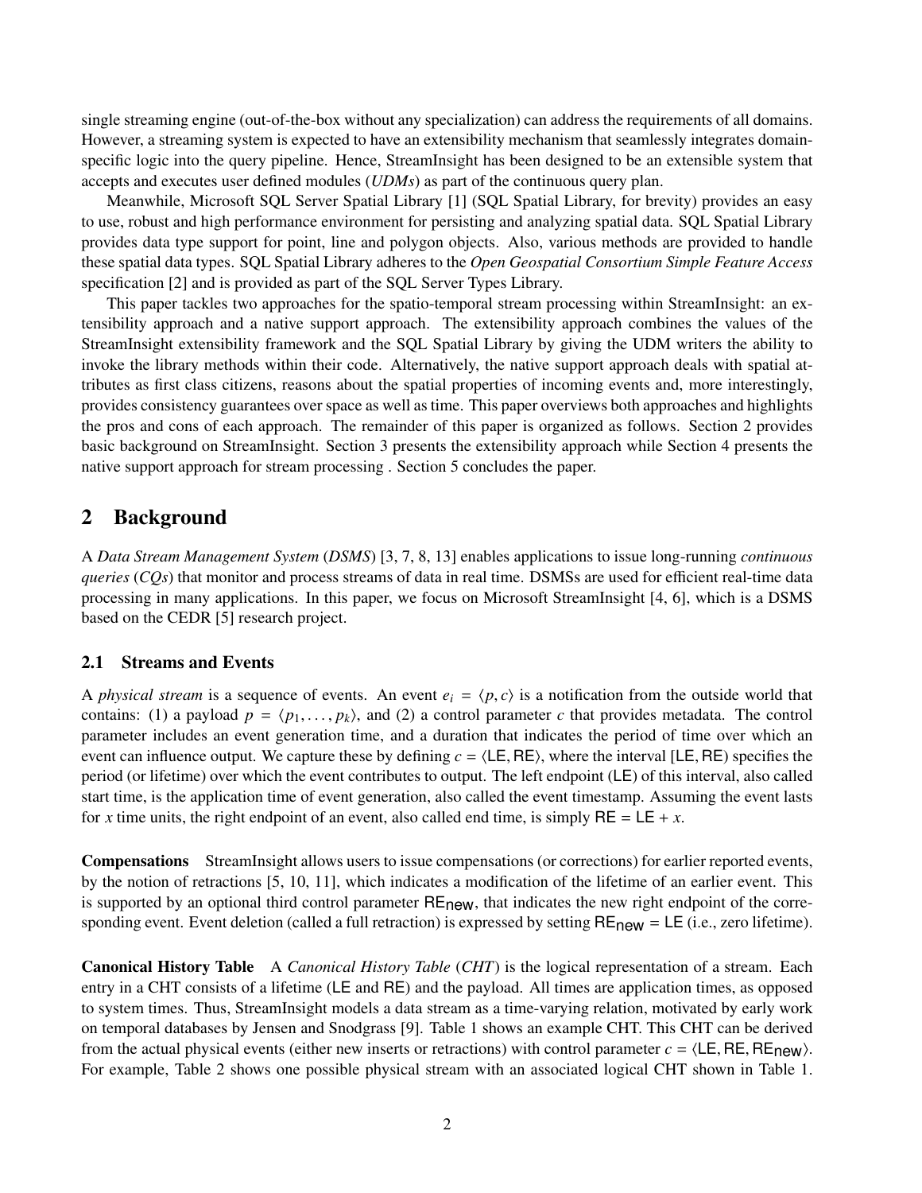single streaming engine (out-of-the-box without any specialization) can address the requirements of all domains. However, a streaming system is expected to have an extensibility mechanism that seamlessly integrates domain-specific logic into the query pipeline. Hence, StreamInsight has been designed to be an extensible system that accepts and executes user defined modules (*UDMs*) as part of the continuous query plan.

Meanwhile, Microsoft SQL Server Spatial Library [1] (SQL Spatial Library, for brevity) provides an easy to use, robust and high performance environment for persisting and analyzing spatial data. SQL Spatial Library provides data type support for point, line and polygon objects. Also, various methods are provided to handle these spatial data types. SQL Spatial Library adheres to the *Open Geospatial Consortium Simple Feature Access* specification [2] and is provided as part of the SQL Server Types Library.

This paper tackles two approaches for the spatio-temporal stream processing within StreamInsight: an extensibility approach and a native support approach. The extensibility approach combines the values of the StreamInsight extensibility framework and the SQL Spatial Library by giving the UDM writers the ability to invoke the library methods within their code. Alternatively, the native support approach deals with spatial attributes as first class citizens, reasons about the spatial properties of incoming events and, more interestingly, provides consistency guarantees over space as well as time. This paper overviews both approaches and highlights the pros and cons of each approach. The remainder of this paper is organized as follows. Section 2 provides basic background on StreamInsight. Section 3 presents the extensibility approach while Section 4 presents the native support approach for stream processing . Section 5 concludes the paper.

## 2 Background

A *Data Stream Management System* (*DSMS*) [3, 7, 8, 13] enables applications to issue long-running *continuous queries* (*CQs*) that monitor and process streams of data in real time. DSMSs are used for efficient real-time data processing in many applications. In this paper, we focus on Microsoft StreamInsight [4, 6], which is a DSMS based on the CEDR [5] research project.

### 2.1 Streams and Events

A *physical stream* is a sequence of events. An event $e_i = \langle p, c \rangle$ is a notification from the outside world that contains: (1) a payload $p = \langle p_1, \ldots, p_k \rangle$, and (2) a control parameter $c$ that provides metadata. The control parameter includes an event generation time, and a duration that indicates the period of time over which an event can influence output. We capture these by defining $c = \langle \mathsf{LE}, \mathsf{RE} \rangle$, where the interval $[\mathsf{LE}, \mathsf{RE})$ specifies the period (or lifetime) over which the event contributes to output. The left endpoint (LE) of this interval, also called start time, is the application time of event generation, also called the event timestamp. Assuming the event lasts for $x$ time units, the right endpoint of an event, also called end time, is simply $\mathsf{RE} = \mathsf{LE} + x$.

**Compensations** StreamInsight allows users to issue compensations (or corrections) for earlier reported events, by the notion of retractions [5, 10, 11], which indicates a modification of the lifetime of an earlier event. This is supported by an optional third control parameter $\mathsf{RE}_{\mathsf{new}}$, that indicates the new right endpoint of the corresponding event. Event deletion (called a full retraction) is expressed by setting $\mathsf{RE}_{\mathsf{new}} = \mathsf{LE}$ (i.e., zero lifetime).

**Canonical History Table** A *Canonical History Table* (*CHT*) is the logical representation of a stream. Each entry in a CHT consists of a lifetime (LE and RE) and the payload. All times are application times, as opposed to system times. Thus, StreamInsight models a data stream as a time-varying relation, motivated by early work on temporal databases by Jensen and Snodgrass [9]. Table 1 shows an example CHT. This CHT can be derived from the actual physical events (either new inserts or retractions) with control parameter $c = \langle \mathsf{LE}, \mathsf{RE}, \mathsf{RE}_{\mathsf{new}} \rangle$. For example, Table 2 shows one possible physical stream with an associated logical CHT shown in Table 1.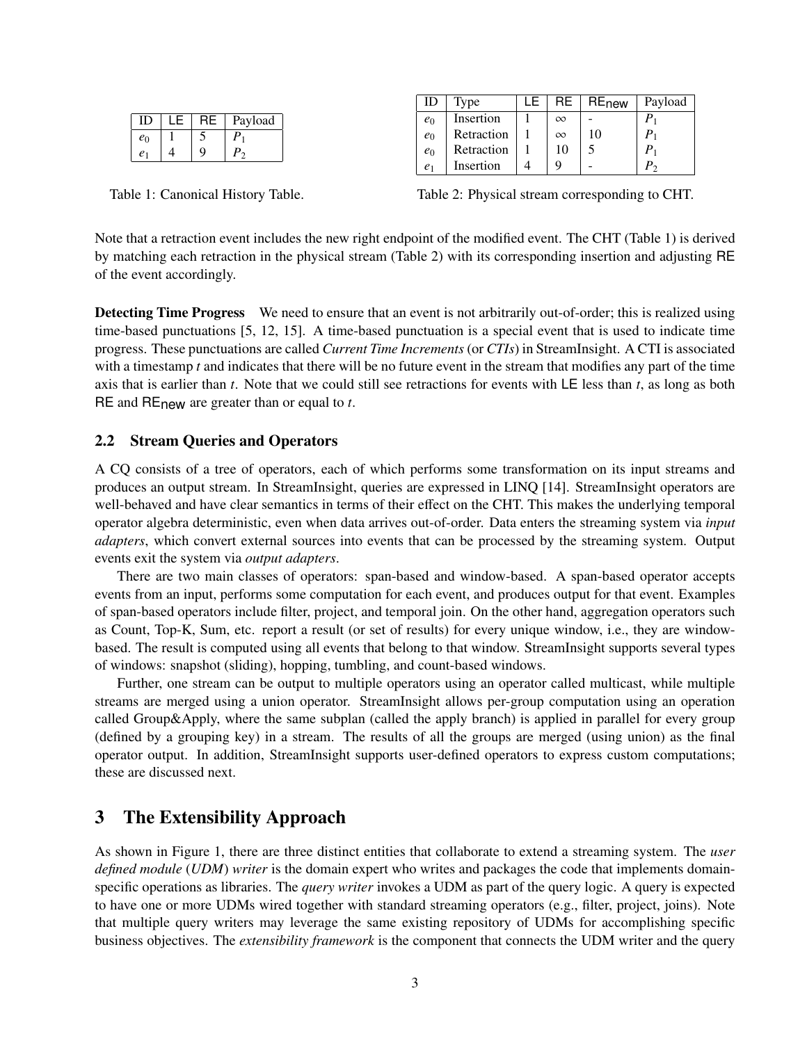| ID | LE | RE | Payload |
|---|---|---|---|
| $e_0$ | 1 | 5 | $P_1$ |
| $e_1$ | 4 | 9 | $P_2$ |

Table 1: Canonical History Table.

| ID | Type | LE | RE | RE$_{\text{new}}$ | Payload |
|---|---|---|---|---|---|
| $e_0$ | Insertion | 1 | $\infty$ | - | $P_1$ |
| $e_0$ | Retraction | 1 | $\infty$ | 10 | $P_1$ |
| $e_0$ | Retraction | 1 | 10 | 5 | $P_1$ |
| $e_1$ | Insertion | 4 | 9 | - | $P_2$ |

Table 2: Physical stream corresponding to CHT.

Note that a retraction event includes the new right endpoint of the modified event. The CHT (Table 1) is derived by matching each retraction in the physical stream (Table 2) with its corresponding insertion and adjusting RE of the event accordingly.

**Detecting Time Progress** We need to ensure that an event is not arbitrarily out-of-order; this is realized using time-based punctuations [5, 12, 15]. A time-based punctuation is a special event that is used to indicate time progress. These punctuations are called *Current Time Increments* (or *CTIs*) in StreamInsight. A CTI is associated with a timestamp $t$ and indicates that there will be no future event in the stream that modifies any part of the time axis that is earlier than $t$. Note that we could still see retractions for events with LE less than $t$, as long as both RE and RE$_{\text{new}}$ are greater than or equal to $t$.

### 2.2 Stream Queries and Operators

A CQ consists of a tree of operators, each of which performs some transformation on its input streams and produces an output stream. In StreamInsight, queries are expressed in LINQ [14]. StreamInsight operators are well-behaved and have clear semantics in terms of their effect on the CHT. This makes the underlying temporal operator algebra deterministic, even when data arrives out-of-order. Data enters the streaming system via *input adapters*, which convert external sources into events that can be processed by the streaming system. Output events exit the system via *output adapters*.

There are two main classes of operators: span-based and window-based. A span-based operator accepts events from an input, performs some computation for each event, and produces output for that event. Examples of span-based operators include filter, project, and temporal join. On the other hand, aggregation operators such as Count, Top-K, Sum, etc. report a result (or set of results) for every unique window, i.e., they are window-based. The result is computed using all events that belong to that window. StreamInsight supports several types of windows: snapshot (sliding), hopping, tumbling, and count-based windows.

Further, one stream can be output to multiple operators using an operator called multicast, while multiple streams are merged using a union operator. StreamInsight allows per-group computation using an operation called Group&Apply, where the same subplan (called the apply branch) is applied in parallel for every group (defined by a grouping key) in a stream. The results of all the groups are merged (using union) as the final operator output. In addition, StreamInsight supports user-defined operators to express custom computations; these are discussed next.

## 3 The Extensibility Approach

As shown in Figure 1, there are three distinct entities that collaborate to extend a streaming system. The *user defined module* (*UDM*) *writer* is the domain expert who writes and packages the code that implements domain-specific operations as libraries. The *query writer* invokes a UDM as part of the query logic. A query is expected to have one or more UDMs wired together with standard streaming operators (e.g., filter, project, joins). Note that multiple query writers may leverage the same existing repository of UDMs for accomplishing specific business objectives. The *extensibility framework* is the component that connects the UDM writer and the query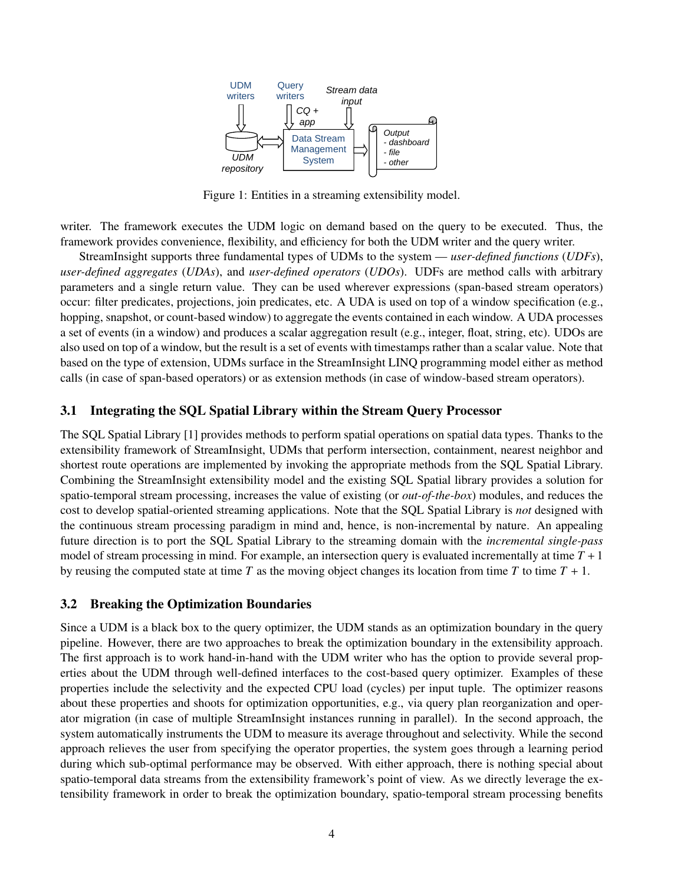Figure 1: Entities in a streaming extensibility model.

writer. The framework executes the UDM logic on demand based on the query to be executed. Thus, the framework provides convenience, flexibility, and efficiency for both the UDM writer and the query writer.

StreamInsight supports three fundamental types of UDMs to the system — *user-defined functions* (*UDFs*), *user-defined aggregates* (*UDAs*), and *user-defined operators* (*UDOs*). UDFs are method calls with arbitrary parameters and a single return value. They can be used wherever expressions (span-based stream operators) occur: filter predicates, projections, join predicates, etc. A UDA is used on top of a window specification (e.g., hopping, snapshot, or count-based window) to aggregate the events contained in each window. A UDA processes a set of events (in a window) and produces a scalar aggregation result (e.g., integer, float, string, etc). UDOs are also used on top of a window, but the result is a set of events with timestamps rather than a scalar value. Note that based on the type of extension, UDMs surface in the StreamInsight LINQ programming model either as method calls (in case of span-based operators) or as extension methods (in case of window-based stream operators).

### 3.1 Integrating the SQL Spatial Library within the Stream Query Processor

The SQL Spatial Library [1] provides methods to perform spatial operations on spatial data types. Thanks to the extensibility framework of StreamInsight, UDMs that perform intersection, containment, nearest neighbor and shortest route operations are implemented by invoking the appropriate methods from the SQL Spatial Library. Combining the StreamInsight extensibility model and the existing SQL Spatial library provides a solution for spatio-temporal stream processing, increases the value of existing (or *out-of-the-box*) modules, and reduces the cost to develop spatial-oriented streaming applications. Note that the SQL Spatial Library is *not* designed with the continuous stream processing paradigm in mind and, hence, is non-incremental by nature. An appealing future direction is to port the SQL Spatial Library to the streaming domain with the *incremental single-pass* model of stream processing in mind. For example, an intersection query is evaluated incrementally at time $T+1$ by reusing the computed state at time $T$ as the moving object changes its location from time $T$ to time $T + 1$.

### 3.2 Breaking the Optimization Boundaries

Since a UDM is a black box to the query optimizer, the UDM stands as an optimization boundary in the query pipeline. However, there are two approaches to break the optimization boundary in the extensibility approach. The first approach is to work hand-in-hand with the UDM writer who has the option to provide several properties about the UDM through well-defined interfaces to the cost-based query optimizer. Examples of these properties include the selectivity and the expected CPU load (cycles) per input tuple. The optimizer reasons about these properties and shoots for optimization opportunities, e.g., via query plan reorganization and operator migration (in case of multiple StreamInsight instances running in parallel). In the second approach, the system automatically instruments the UDM to measure its average throughout and selectivity. While the second approach relieves the user from specifying the operator properties, the system goes through a learning period during which sub-optimal performance may be observed. With either approach, there is nothing special about spatio-temporal data streams from the extensibility framework's point of view. As we directly leverage the extensibility framework in order to break the optimization boundary, spatio-temporal stream processing benefits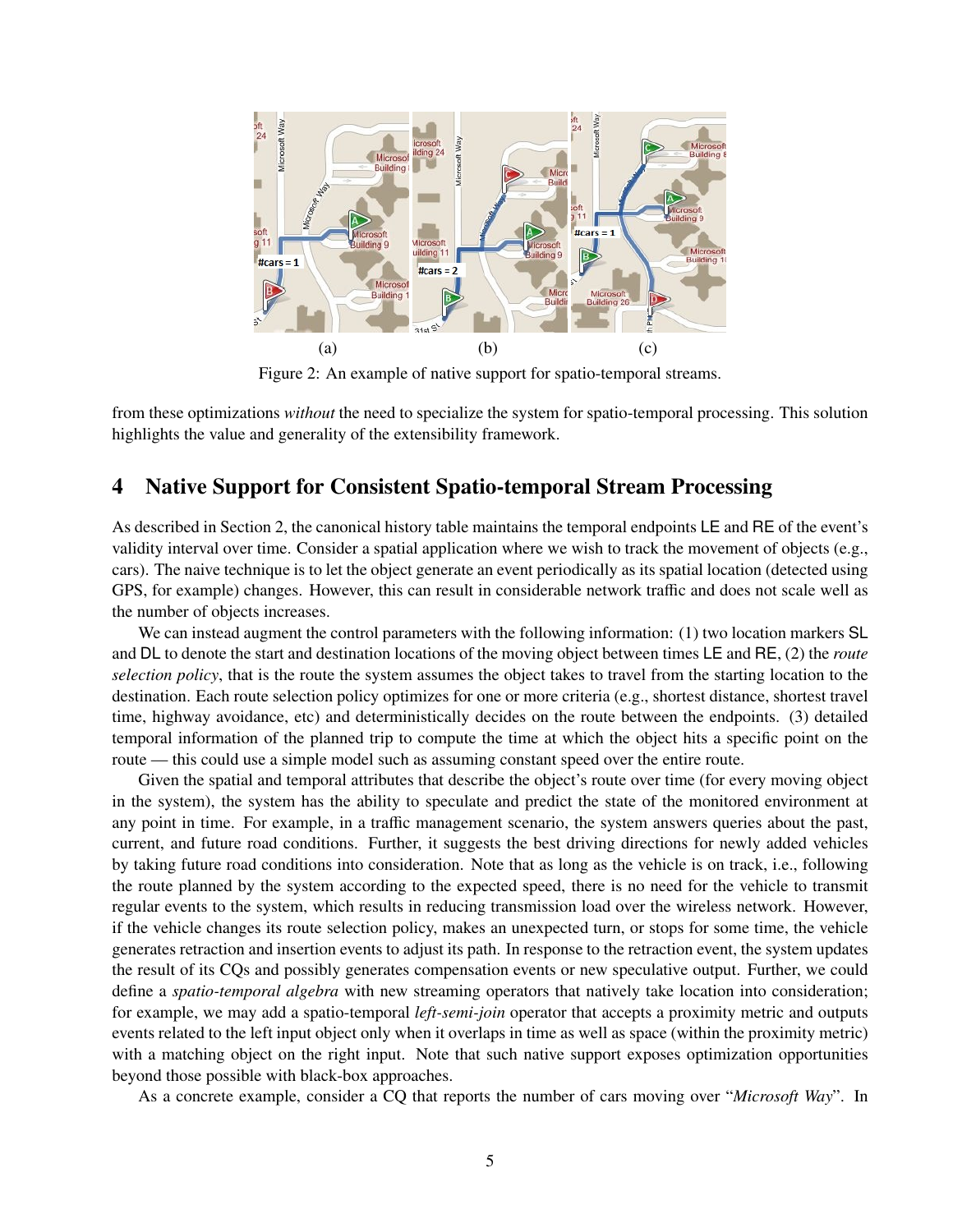Figure 2: An example of native support for spatio-temporal streams.

from these optimizations *without* the need to specialize the system for spatio-temporal processing. This solution highlights the value and generality of the extensibility framework.

# 4 Native Support for Consistent Spatio-temporal Stream Processing

As described in Section 2, the canonical history table maintains the temporal endpoints LE and RE of the event's validity interval over time. Consider a spatial application where we wish to track the movement of objects (e.g., cars). The naive technique is to let the object generate an event periodically as its spatial location (detected using GPS, for example) changes. However, this can result in considerable network traffic and does not scale well as the number of objects increases.

We can instead augment the control parameters with the following information: (1) two location markers SL and DL to denote the start and destination locations of the moving object between times LE and RE, (2) the *route selection policy*, that is the route the system assumes the object takes to travel from the starting location to the destination. Each route selection policy optimizes for one or more criteria (e.g., shortest distance, shortest travel time, highway avoidance, etc) and deterministically decides on the route between the endpoints. (3) detailed temporal information of the planned trip to compute the time at which the object hits a specific point on the route — this could use a simple model such as assuming constant speed over the entire route.

Given the spatial and temporal attributes that describe the object's route over time (for every moving object in the system), the system has the ability to speculate and predict the state of the monitored environment at any point in time. For example, in a traffic management scenario, the system answers queries about the past, current, and future road conditions. Further, it suggests the best driving directions for newly added vehicles by taking future road conditions into consideration. Note that as long as the vehicle is on track, i.e., following the route planned by the system according to the expected speed, there is no need for the vehicle to transmit regular events to the system, which results in reducing transmission load over the wireless network. However, if the vehicle changes its route selection policy, makes an unexpected turn, or stops for some time, the vehicle generates retraction and insertion events to adjust its path. In response to the retraction event, the system updates the result of its CQs and possibly generates compensation events or new speculative output. Further, we could define a *spatio-temporal algebra* with new streaming operators that natively take location into consideration; for example, we may add a spatio-temporal *left-semi-join* operator that accepts a proximity metric and outputs events related to the left input object only when it overlaps in time as well as space (within the proximity metric) with a matching object on the right input. Note that such native support exposes optimization opportunities beyond those possible with black-box approaches.

As a concrete example, consider a CQ that reports the number of cars moving over "*Microsoft Way*". In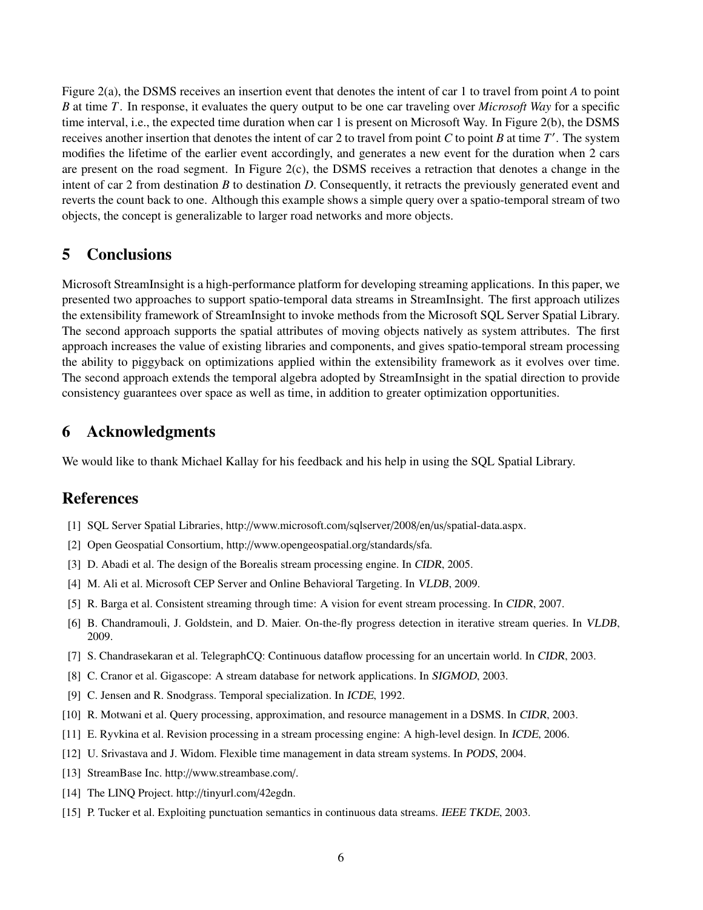Figure 2(a), the DSMS receives an insertion event that denotes the intent of car 1 to travel from point *A* to point *B* at time $T$. In response, it evaluates the query output to be one car traveling over *Microsoft Way* for a specific time interval, i.e., the expected time duration when car 1 is present on Microsoft Way. In Figure 2(b), the DSMS receives another insertion that denotes the intent of car 2 to travel from point *C* to point *B* at time $T'$. The system modifies the lifetime of the earlier event accordingly, and generates a new event for the duration when 2 cars are present on the road segment. In Figure 2(c), the DSMS receives a retraction that denotes a change in the intent of car 2 from destination *B* to destination *D*. Consequently, it retracts the previously generated event and reverts the count back to one. Although this example shows a simple query over a spatio-temporal stream of two objects, the concept is generalizable to larger road networks and more objects.

## 5 Conclusions

Microsoft StreamInsight is a high-performance platform for developing streaming applications. In this paper, we presented two approaches to support spatio-temporal data streams in StreamInsight. The first approach utilizes the extensibility framework of StreamInsight to invoke methods from the Microsoft SQL Server Spatial Library. The second approach supports the spatial attributes of moving objects natively as system attributes. The first approach increases the value of existing libraries and components, and gives spatio-temporal stream processing the ability to piggyback on optimizations applied within the extensibility framework as it evolves over time. The second approach extends the temporal algebra adopted by StreamInsight in the spatial direction to provide consistency guarantees over space as well as time, in addition to greater optimization opportunities.

## 6 Acknowledgments

We would like to thank Michael Kallay for his feedback and his help in using the SQL Spatial Library.

## References

[1] SQL Server Spatial Libraries, http://www.microsoft.com/sqlserver/2008/en/us/spatial-data.aspx.

[2] Open Geospatial Consortium, http://www.opengeospatial.org/standards/sfa.

[3] D. Abadi et al. The design of the Borealis stream processing engine. In *CIDR*, 2005.

[4] M. Ali et al. Microsoft CEP Server and Online Behavioral Targeting. In *VLDB*, 2009.

[5] R. Barga et al. Consistent streaming through time: A vision for event stream processing. In *CIDR*, 2007.

[6] B. Chandramouli, J. Goldstein, and D. Maier. On-the-fly progress detection in iterative stream queries. In *VLDB*, 2009.

[7] S. Chandrasekaran et al. TelegraphCQ: Continuous dataflow processing for an uncertain world. In *CIDR*, 2003.

[8] C. Cranor et al. Gigascope: A stream database for network applications. In *SIGMOD*, 2003.

[9] C. Jensen and R. Snodgrass. Temporal specialization. In *ICDE*, 1992.

[10] R. Motwani et al. Query processing, approximation, and resource management in a DSMS. In *CIDR*, 2003.

[11] E. Ryvkina et al. Revision processing in a stream processing engine: A high-level design. In *ICDE*, 2006.

[12] U. Srivastava and J. Widom. Flexible time management in data stream systems. In *PODS*, 2004.

[13] StreamBase Inc. http://www.streambase.com/.

[14] The LINQ Project. http://tinyurl.com/42egdn.

[15] P. Tucker et al. Exploiting punctuation semantics in continuous data streams. *IEEE TKDE*, 2003.